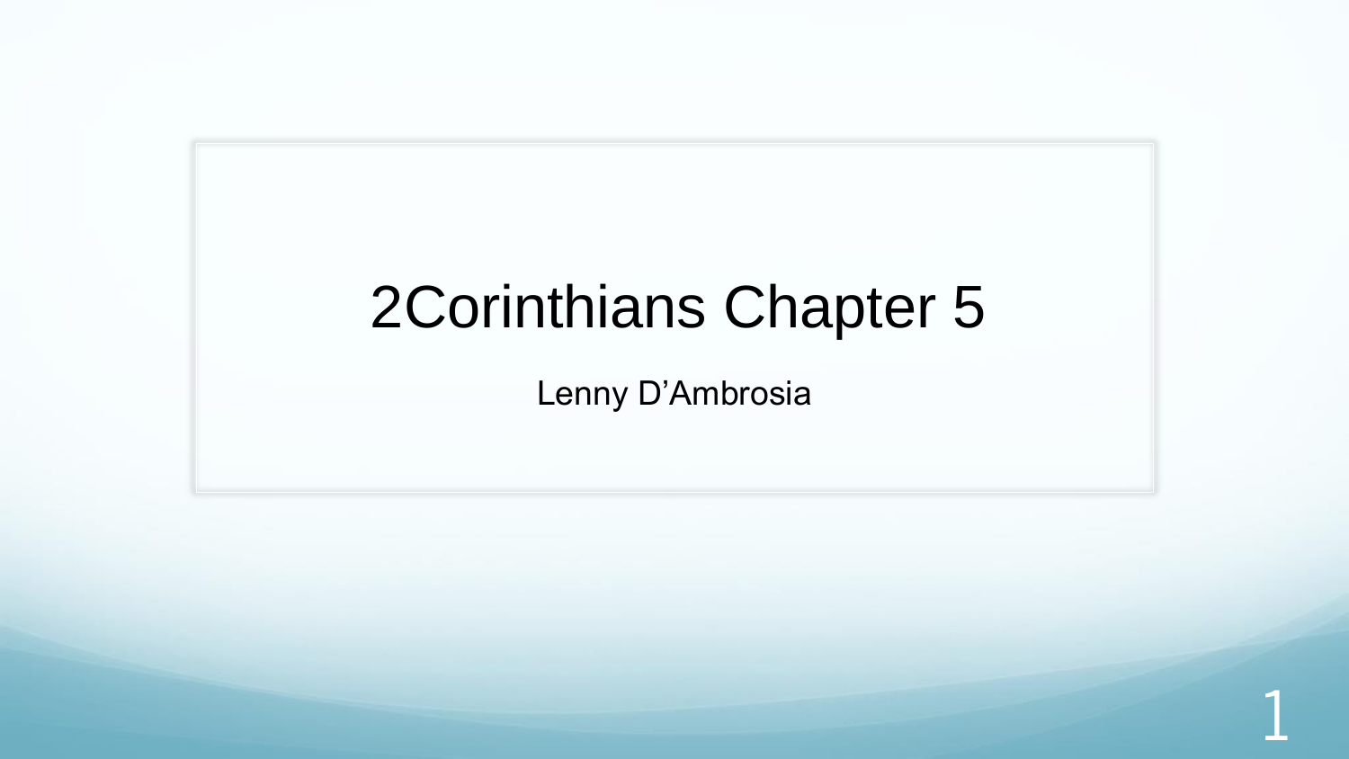# 2Corinthians Chapter 5

Lenny D’Ambrosia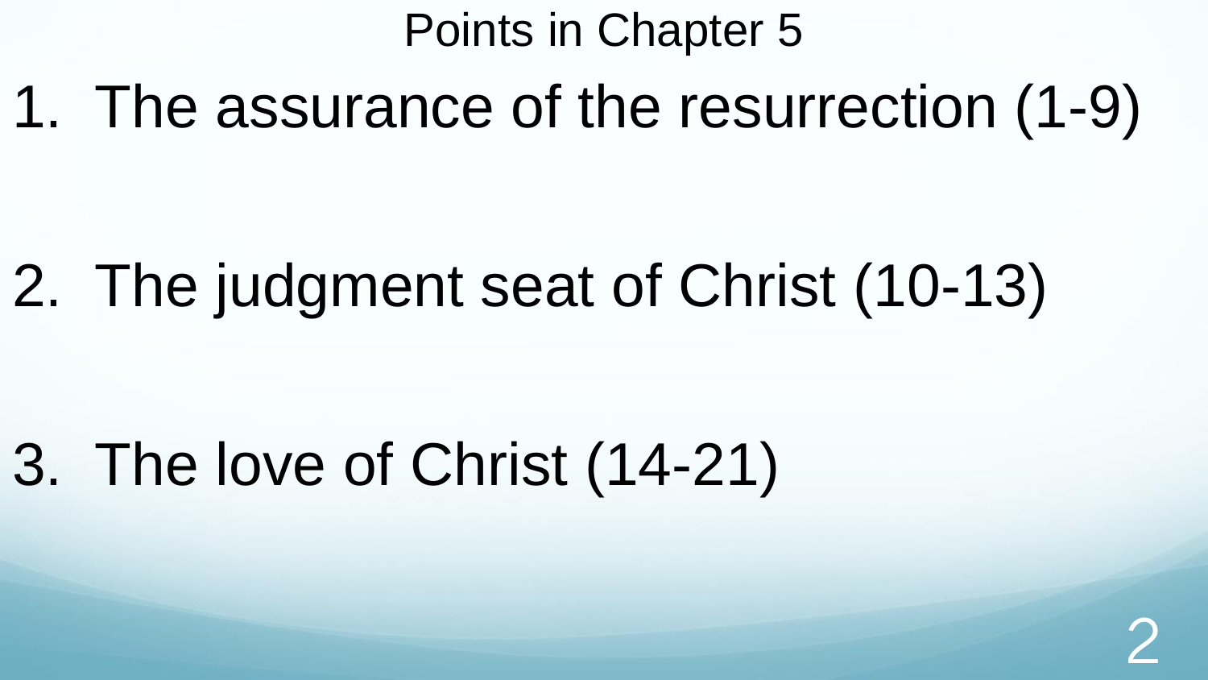# Points in Chapter 5

1. The assurance of the resurrection (1-9)

2. The judgment seat of Christ (10-13)

3. The love of Christ (14-21)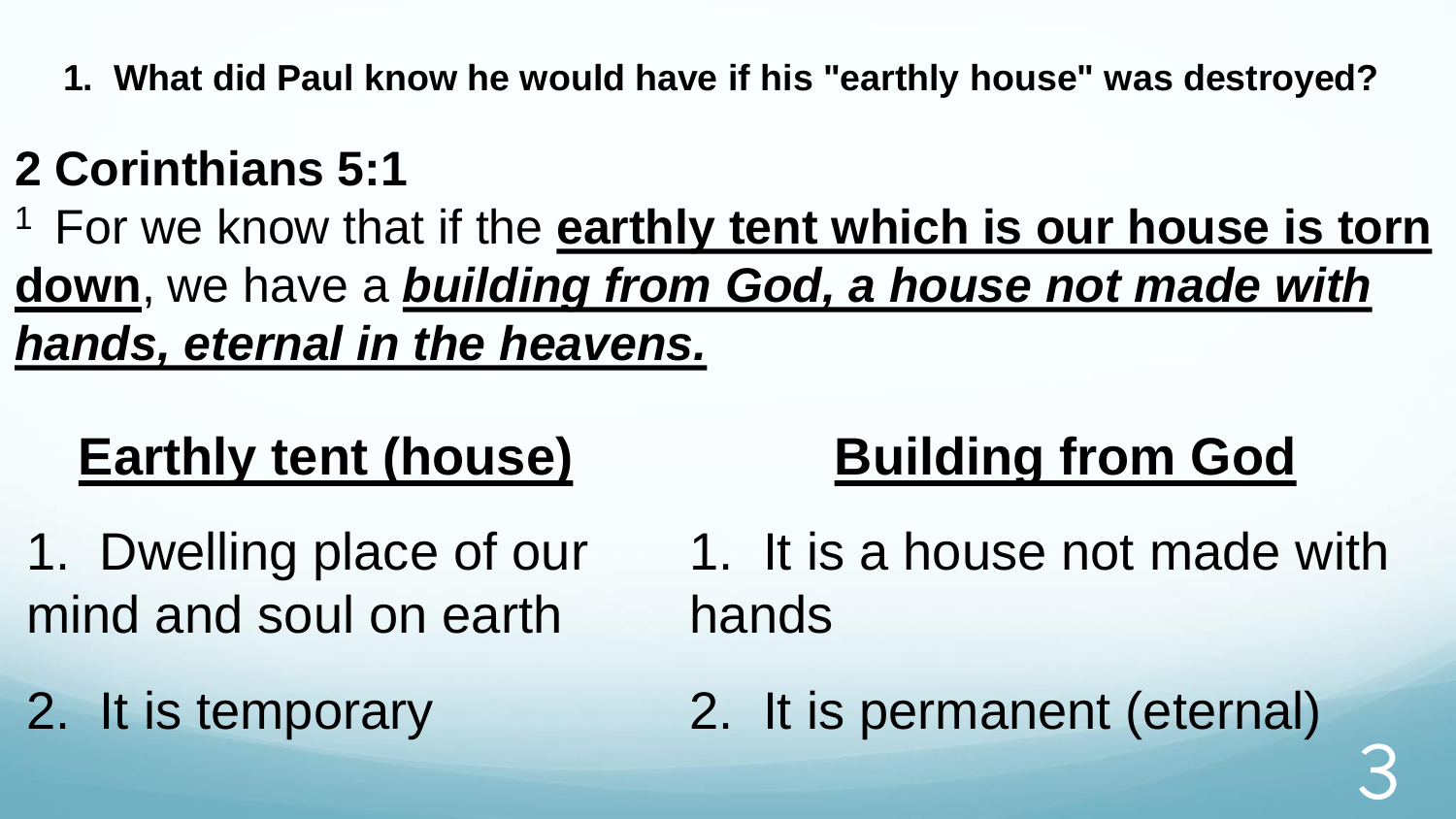1. **What did Paul know he would have if his "earthly house" was destroyed?**

## 2 Corinthians 5:1

[1] For we know that if the **earthly tent which is our house is torn down**, we have a ***building from God, a house not made with hands, eternal in the heavens.***

| **Earthly tent (house)** | **Building from God** |
|---|---|
| 1. Dwelling place of our mind and soul on earth | 1. It is a house not made with hands |
| 2. It is temporary | 2. It is permanent (eternal) |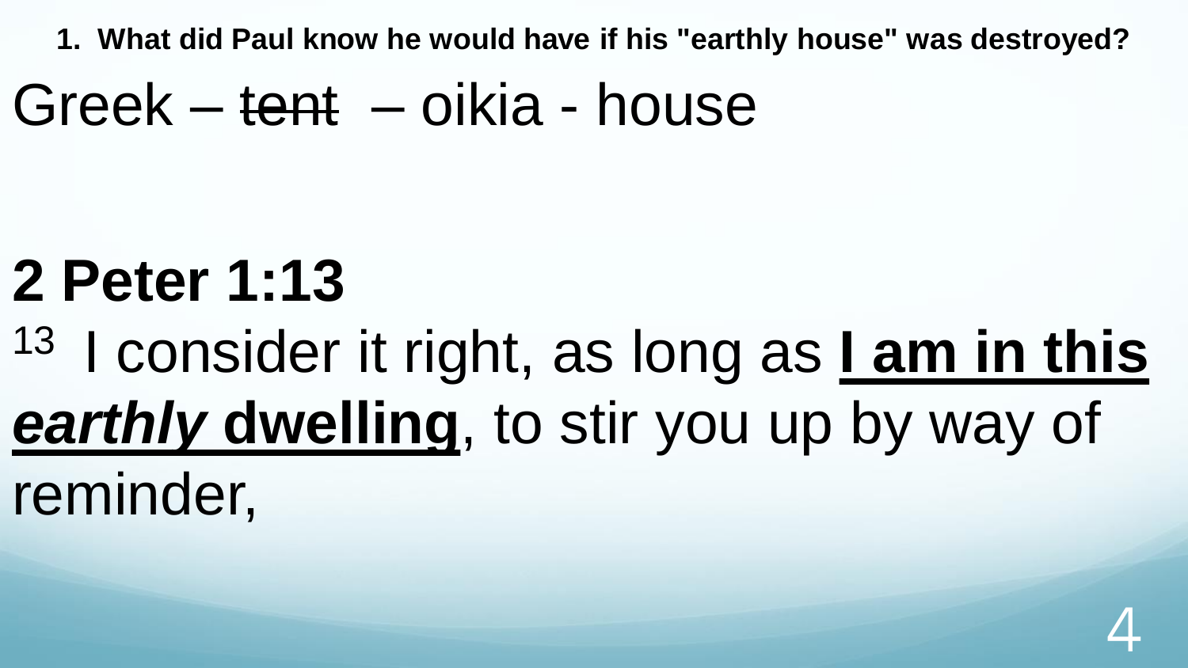**1. What did Paul know he would have if his "earthly house" was destroyed?**

Greek – ~~tent~~ – oikia - house

## 2 Peter 1:13

13 I consider it right, as long as **I am in this *earthly* dwelling**, to stir you up by way of reminder,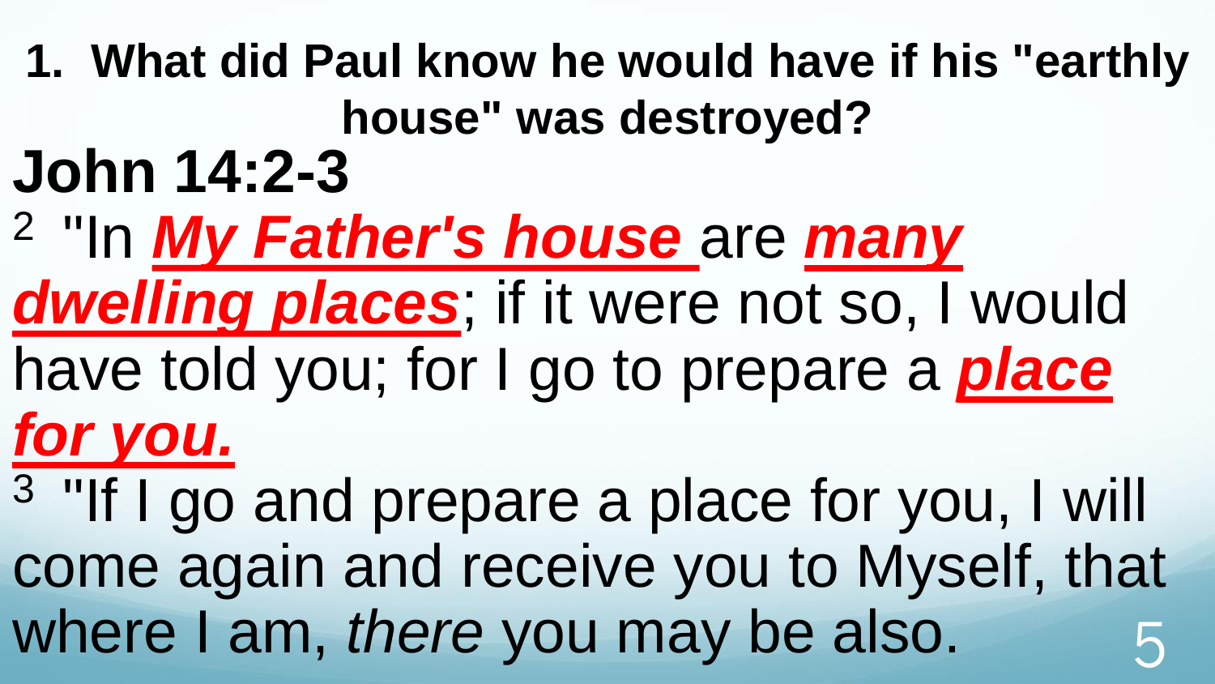**1. What did Paul know he would have if his "earthly house" was destroyed?**

## John 14:2-3

[2] "In ***My Father's house*** are ***many dwelling places***; if it were not so, I would have told you; for I go to prepare a ***place for you.***

[3] "If I go and prepare a place for you, I will come again and receive you to Myself, that where I am, *there* you may be also.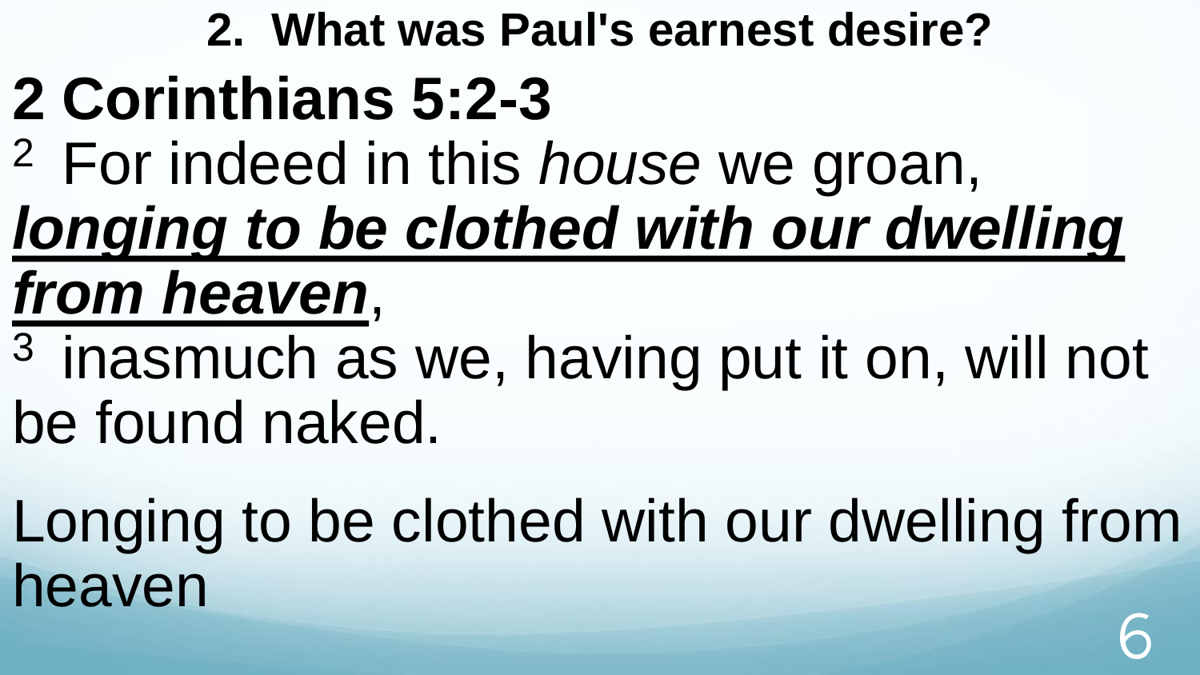**2. What was Paul's earnest desire?**

# 2 Corinthians 5:2-3

[2] For indeed in this *house* we groan, ***longing to be clothed with our dwelling from heaven***,

[3] inasmuch as we, having put it on, will not be found naked.

Longing to be clothed with our dwelling from heaven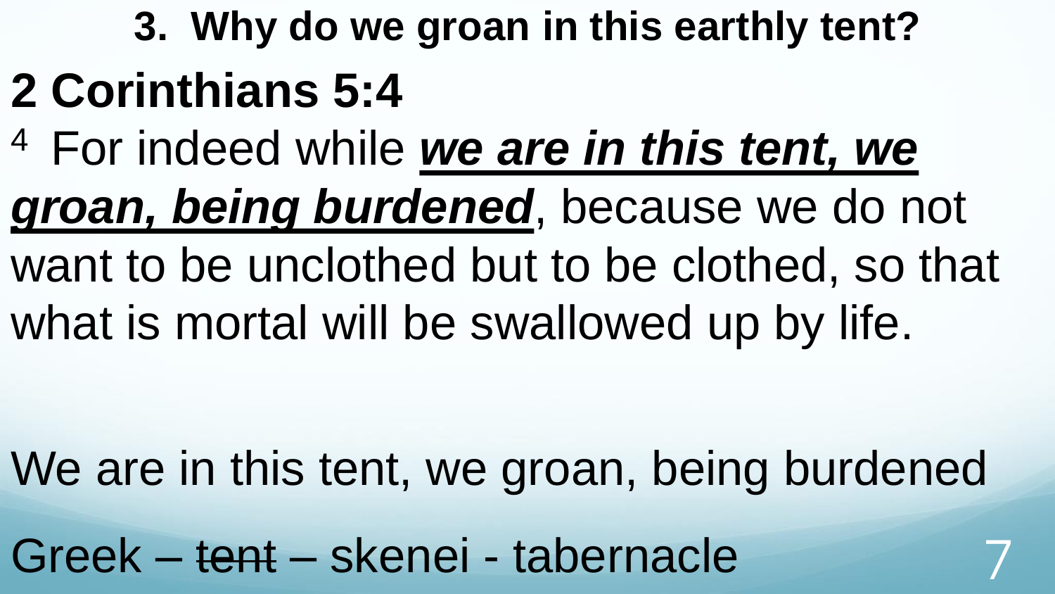### 3. Why do we groan in this earthly tent?

## 2 Corinthians 5:4

[4] For indeed while ***we are in this tent, we groan, being burdened***, because we do not want to be unclothed but to be clothed, so that what is mortal will be swallowed up by life.

We are in this tent, we groan, being burdened

Greek – ~~tent~~ – skenei - tabernacle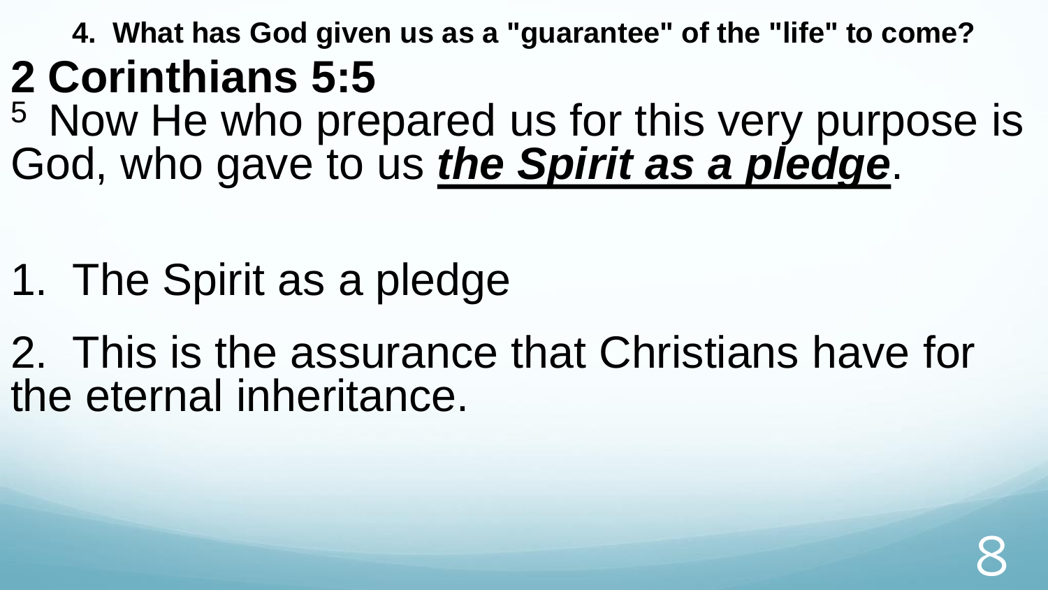**4. What has God given us as a "guarantee" of the "life" to come?**

# 2 Corinthians 5:5

[5] Now He who prepared us for this very purpose is God, who gave to us ***the Spirit as a pledge***.

1. The Spirit as a pledge
2. This is the assurance that Christians have for the eternal inheritance.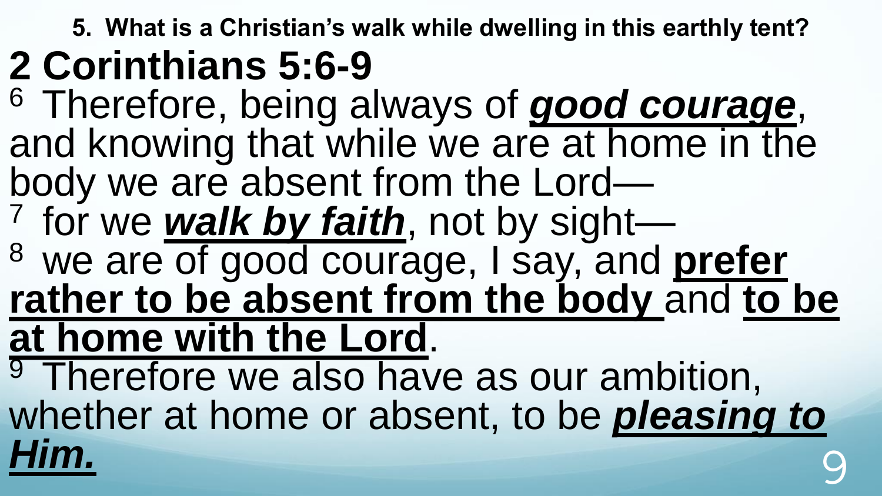**5. What is a Christian's walk while dwelling in this earthly tent?**

# 2 Corinthians 5:6-9

[6] Therefore, being always of ***good courage***, and knowing that while we are at home in the body we are absent from the Lord—
[7] for we ***walk by faith***, not by sight—
[8] we are of good courage, I say, and **prefer rather to be absent from the body** and **to be at home with the Lord**.
[9] Therefore we also have as our ambition, whether at home or absent, to be ***pleasing to Him.***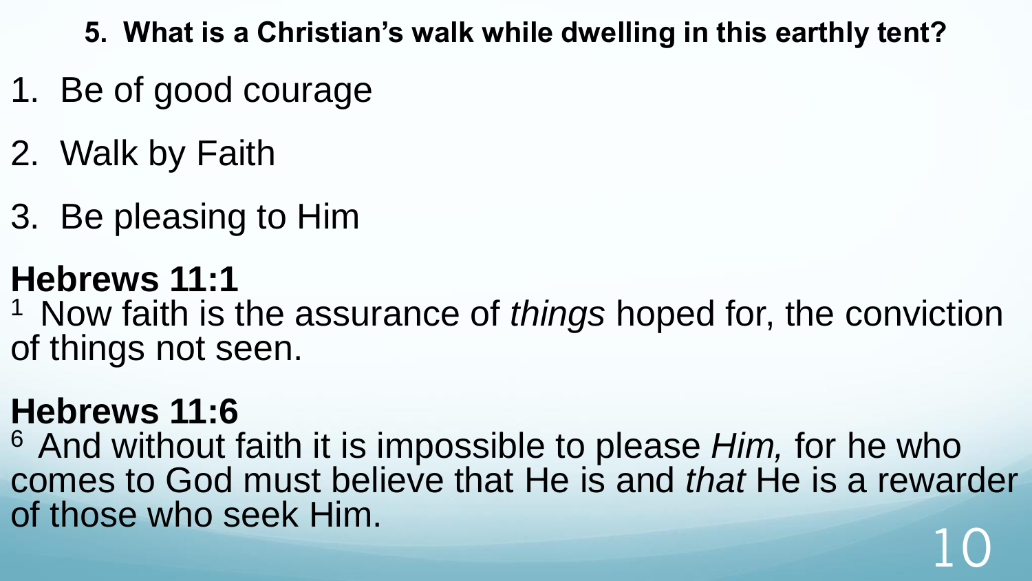**5. What is a Christian's walk while dwelling in this earthly tent?**

1. Be of good courage
2. Walk by Faith
3. Be pleasing to Him

**Hebrews 11:1**

[1] Now faith is the assurance of *things* hoped for, the conviction of things not seen.

**Hebrews 11:6**

[6] And without faith it is impossible to please *Him,* for he who comes to God must believe that He is and *that* He is a rewarder of those who seek Him.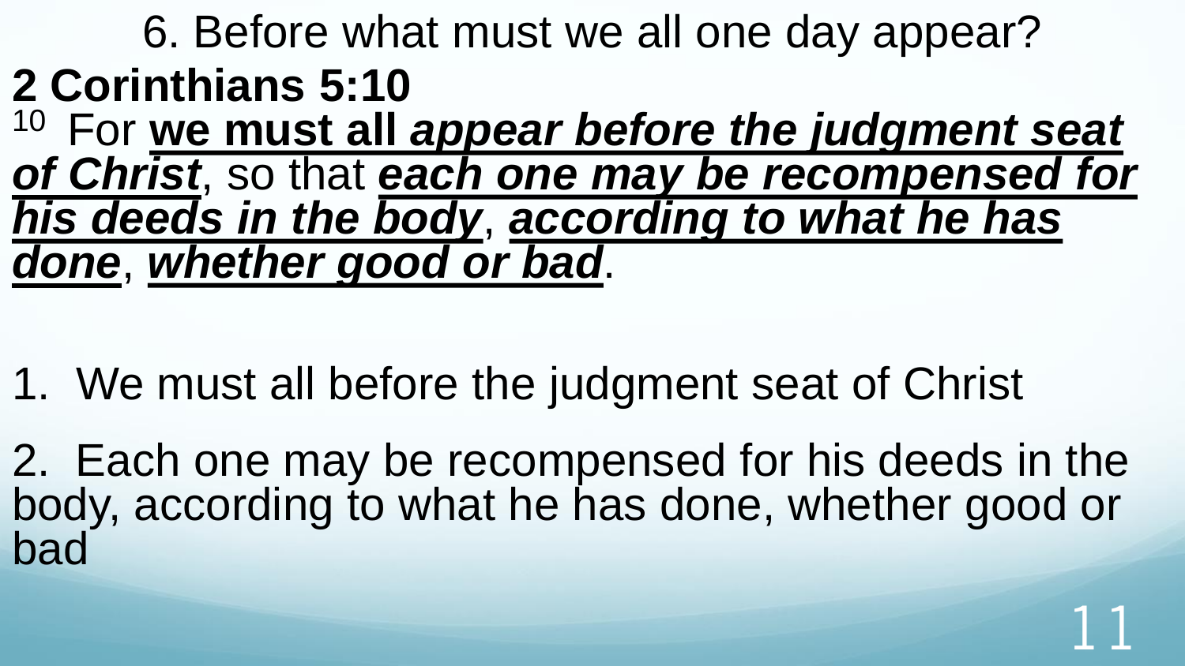6. Before what must we all one day appear?

**2 Corinthians 5:10**

[10] For **we must all *appear before the judgment seat of Christ***, so that ***each one may be recompensed for his deeds in the body***, ***according to what he has done***, ***whether good or bad***.

1. We must all before the judgment seat of Christ

2. Each one may be recompensed for his deeds in the body, according to what he has done, whether good or bad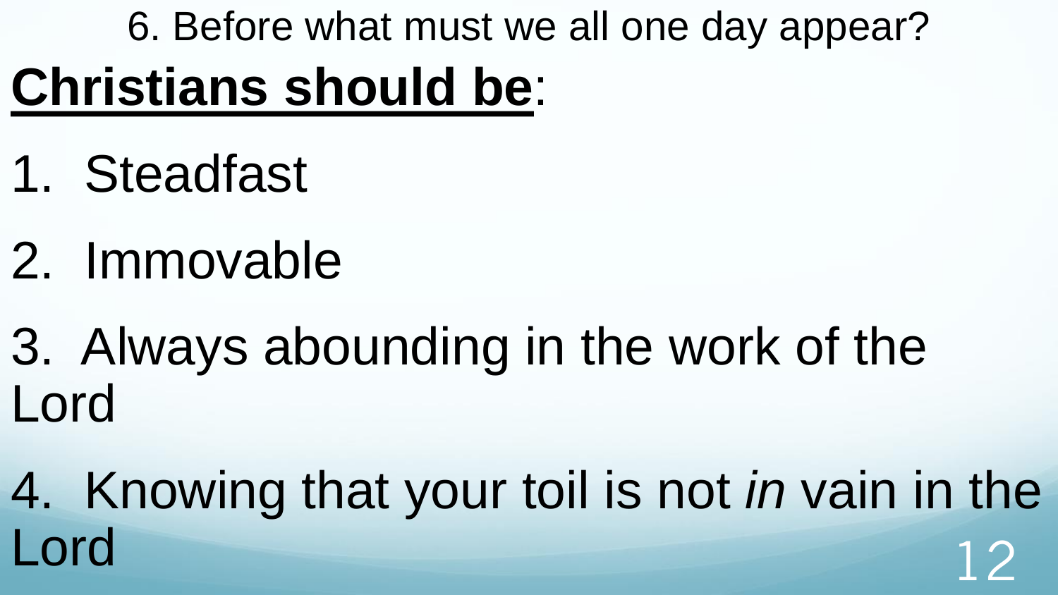6. Before what must we all one day appear?

**Christians should be**:

1. Steadfast
2. Immovable
3. Always abounding in the work of the Lord
4. Knowing that your toil is not *in* vain in the Lord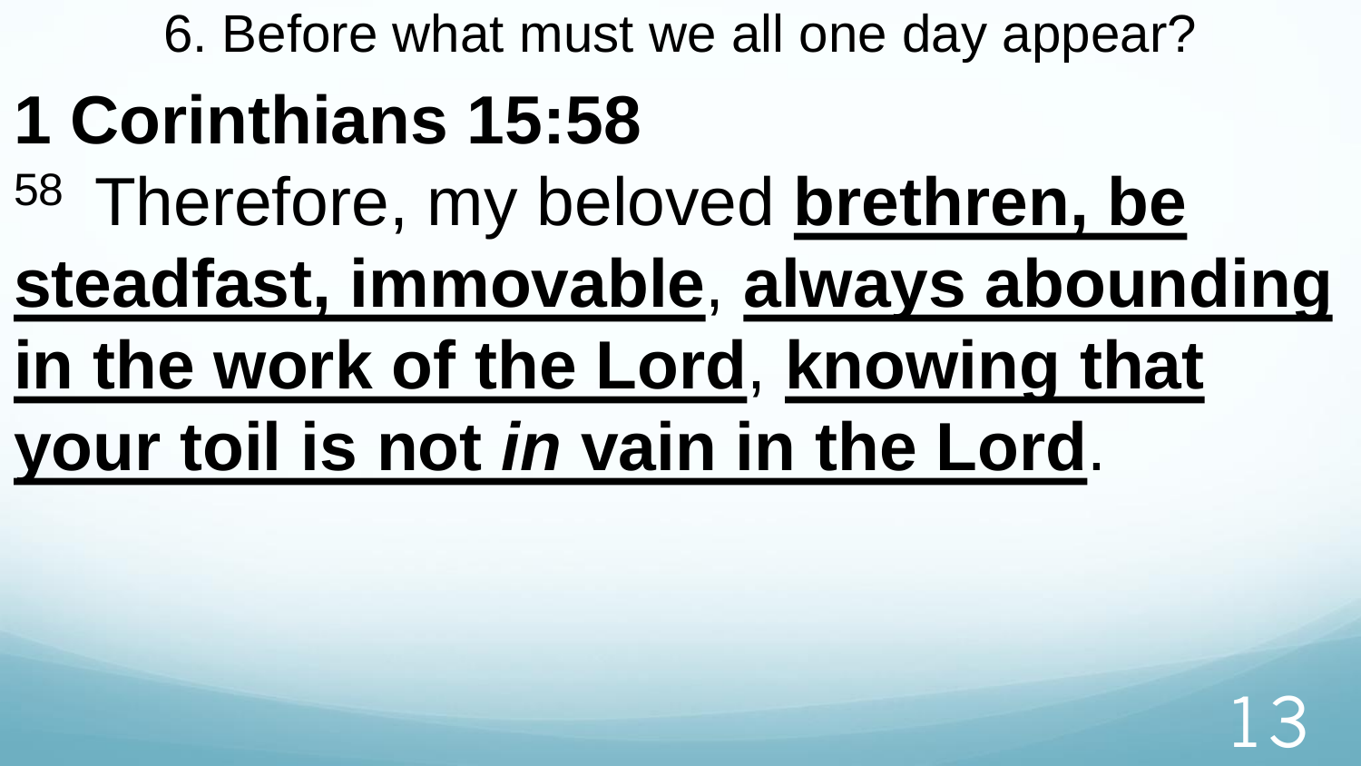6. Before what must we all one day appear?

# 1 Corinthians 15:58

[58] Therefore, my beloved **brethren, be steadfast, immovable**, **always abounding in the work of the Lord**, **knowing that your toil is not *in* vain in the Lord**.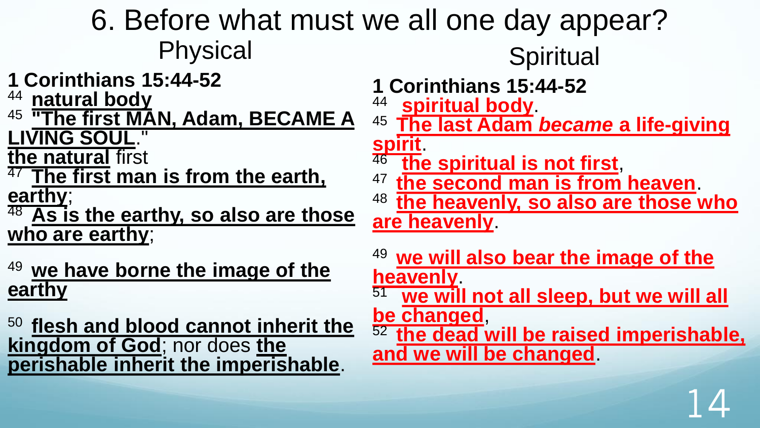# 6. Before what must we all one day appear?

## Physical

**1 Corinthians 15:44-52**

[44] **natural body**

[45] **"The first MAN, Adam, BECAME A LIVING SOUL**."

**the natural** first

[47] **The first man is from the earth, earthy**;

[48] **As is the earthy, so also are those who are earthy**;

[49] **we have borne the image of the earthy**

[50] **flesh and blood cannot inherit the kingdom of God**; nor does **the perishable inherit the imperishable**.

## Spiritual

**1 Corinthians 15:44-52**

[44] **spiritual body**.

[45] **The last Adam *became* a life-giving spirit**.

[46] **the spiritual is not first**,

[47] **the second man is from heaven**.

[48] **the heavenly, so also are those who are heavenly**.

[49] **we will also bear the image of the heavenly**.

[51] **we will not all sleep, but we will all be changed**,

[52] **the dead will be raised imperishable, and we will be changed**.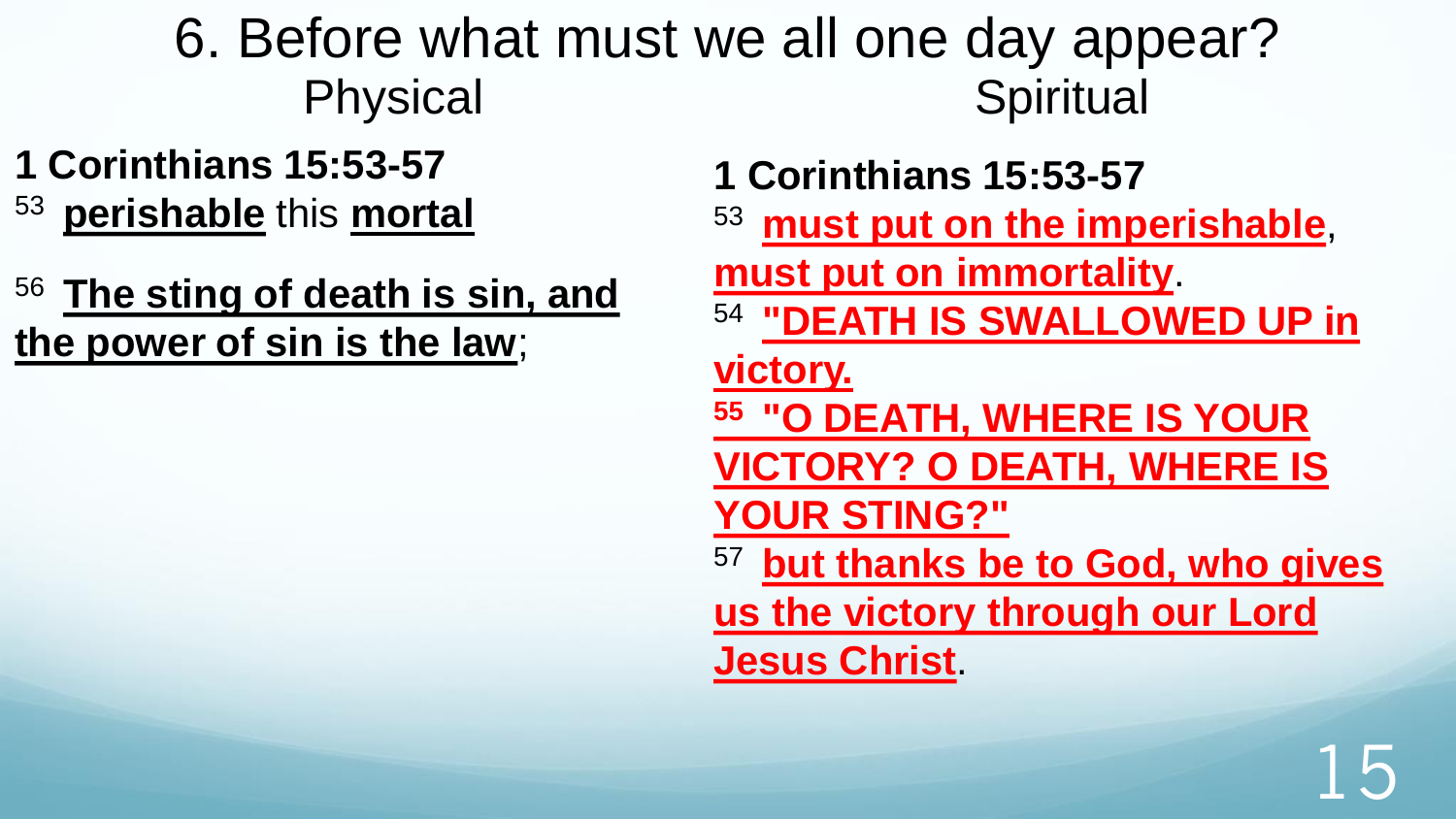# 6. Before what must we all one day appear?

## Physical

**1 Corinthians 15:53-57**

53 **perishable** this **mortal**

56 **The sting of death is sin, and the power of sin is the law**;

## Spiritual

**1 Corinthians 15:53-57**

53 **must put on the imperishable**, **must put on immortality**.

54 **"DEATH IS SWALLOWED UP in victory.**

**55 "O DEATH, WHERE IS YOUR VICTORY? O DEATH, WHERE IS YOUR STING?"**

57 **but thanks be to God, who gives us the victory through our Lord Jesus Christ**.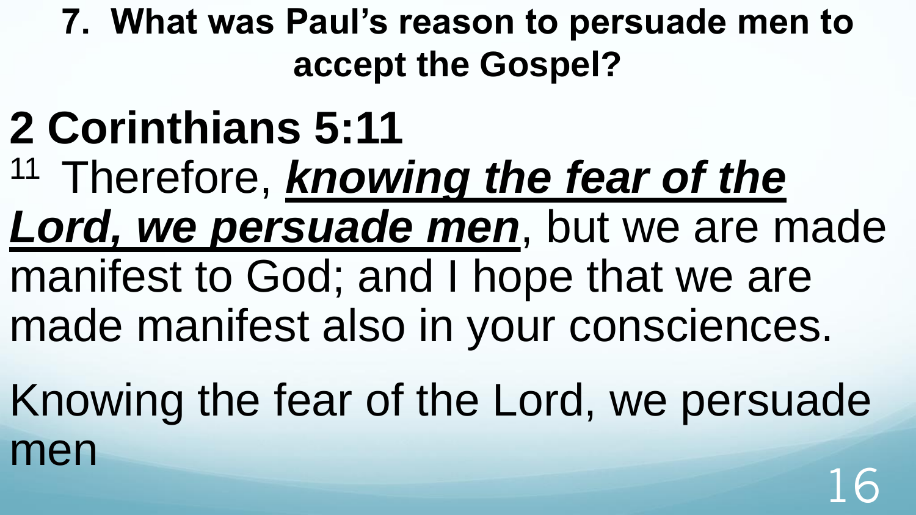**7. What was Paul's reason to persuade men to accept the Gospel?**

## 2 Corinthians 5:11

[11] Therefore, ***knowing the fear of the Lord, we persuade men***, but we are made manifest to God; and I hope that we are made manifest also in your consciences.

Knowing the fear of the Lord, we persuade men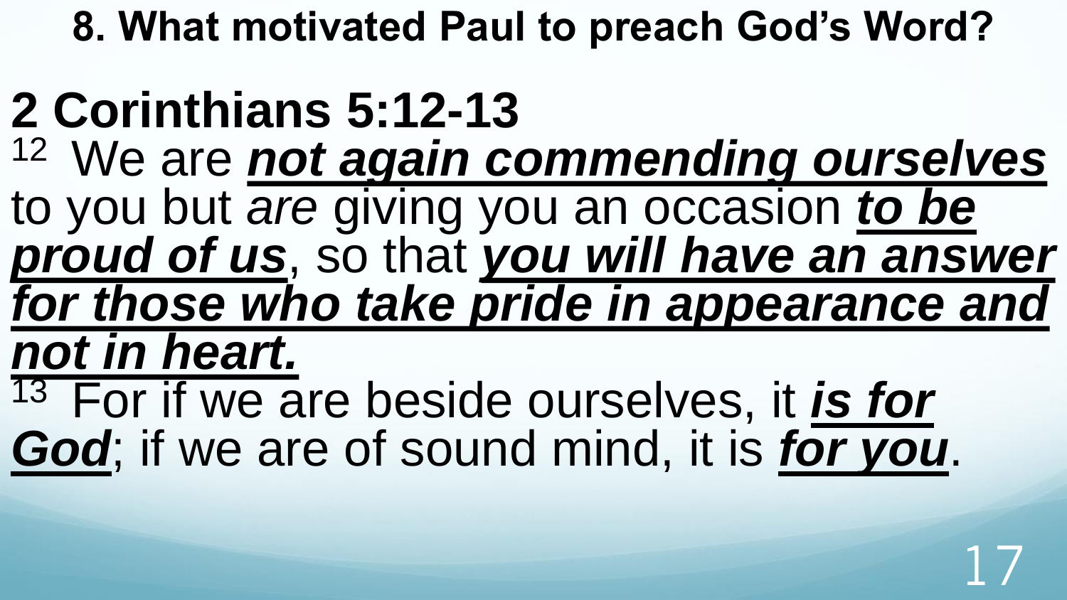## 8. What motivated Paul to preach God's Word?

# 2 Corinthians 5:12-13

[12] We are ***not again commending ourselves*** to you but *are* giving you an occasion ***to be proud of us***, so that ***you will have an answer for those who take pride in appearance and not in heart.***

[13] For if we are beside ourselves, it ***is for God***; if we are of sound mind, it is ***for you***.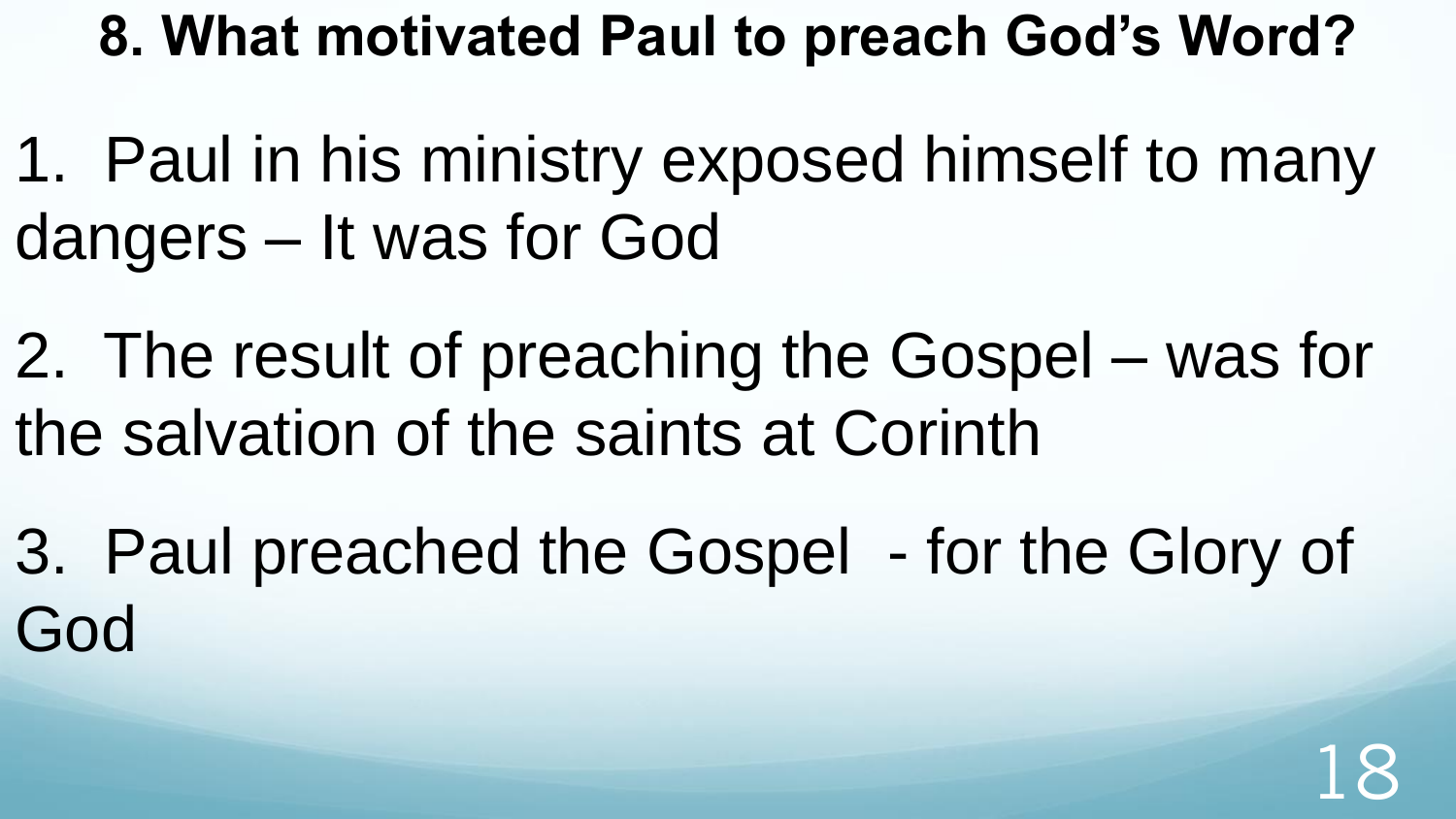**8. What motivated Paul to preach God's Word?**

1. Paul in his ministry exposed himself to many dangers – It was for God

2. The result of preaching the Gospel – was for the salvation of the saints at Corinth

3. Paul preached the Gospel - for the Glory of God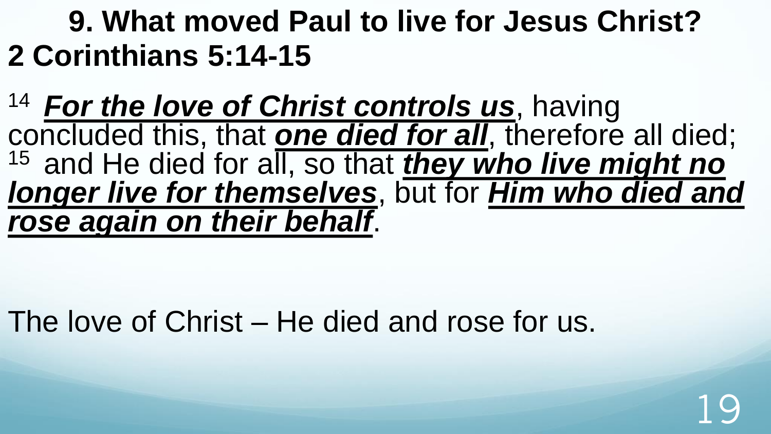# 9. What moved Paul to live for Jesus Christ?

## 2 Corinthians 5:14-15

14 ***For the love of Christ controls us***, having concluded this, that ***one died for all***, therefore all died; 15 and He died for all, so that ***they who live might no longer live for themselves***, but for ***Him who died and rose again on their behalf***.

The love of Christ – He died and rose for us.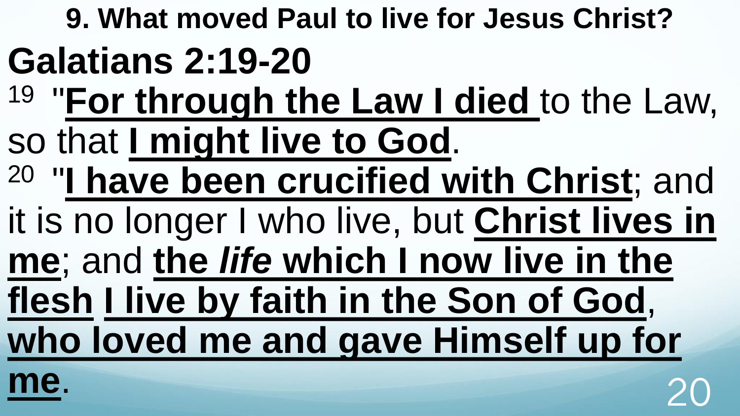## 9. What moved Paul to live for Jesus Christ?

# Galatians 2:19-20

[19] "**<u>For through the Law I died</u>** to the Law, so that **<u>I might live to God</u>**.

[20] "**<u>I have been crucified with Christ</u>**; and it is no longer I who live, but **<u>Christ lives in me</u>**; and **<u>the *life* which I now live in the flesh</u>** **<u>I live by faith in the Son of God</u>**, **<u>who loved me and gave Himself up for me</u>**.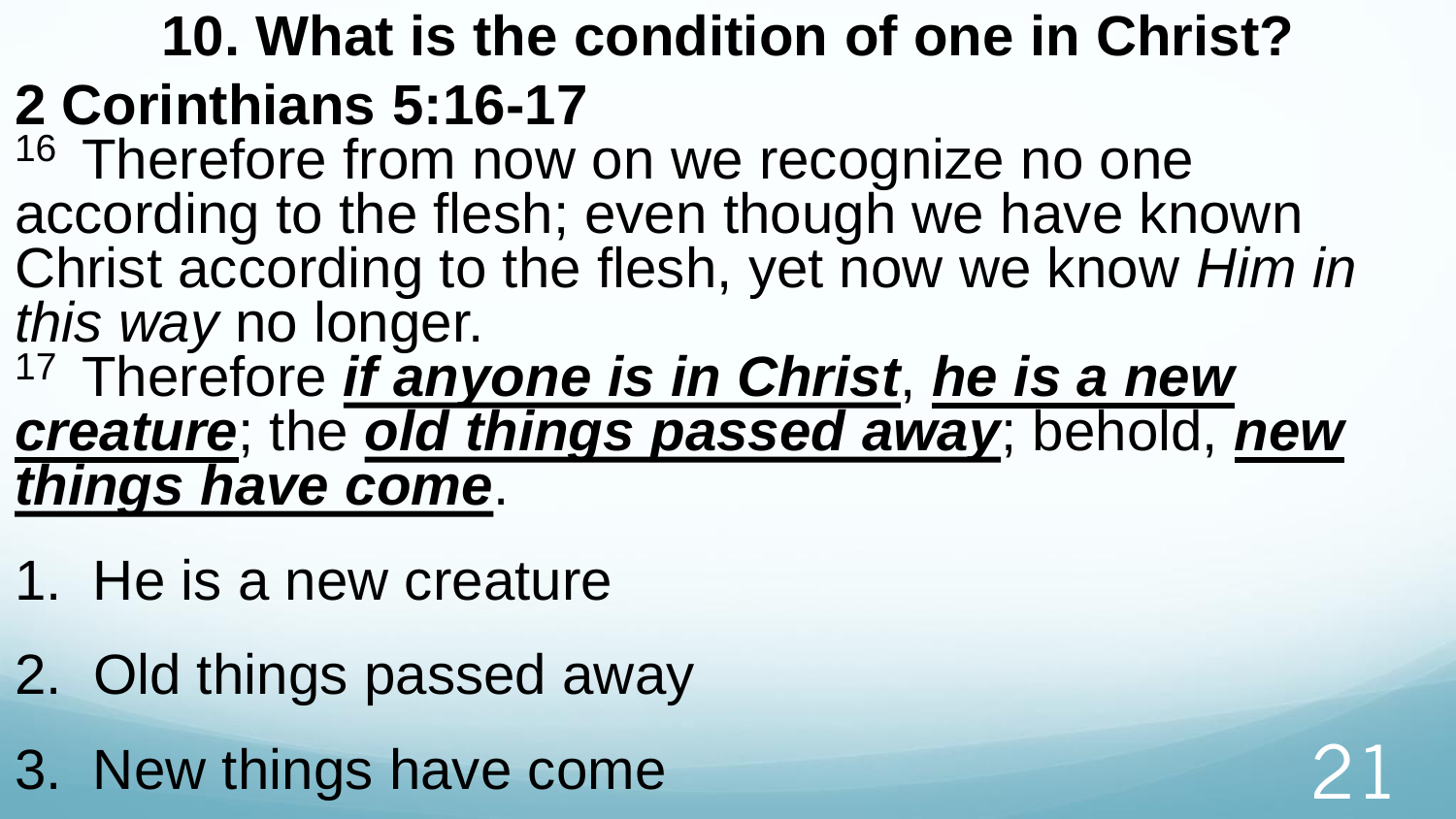## 10. What is the condition of one in Christ?

**2 Corinthians 5:16-17**

[16] Therefore from now on we recognize no one according to the flesh; even though we have known Christ according to the flesh, yet now we know *Him in this way* no longer.

[17] Therefore ***if anyone is in Christ***, ***he is a new creature***; the ***old things passed away***; behold, ***new things have come***.

1. He is a new creature
2. Old things passed away
3. New things have come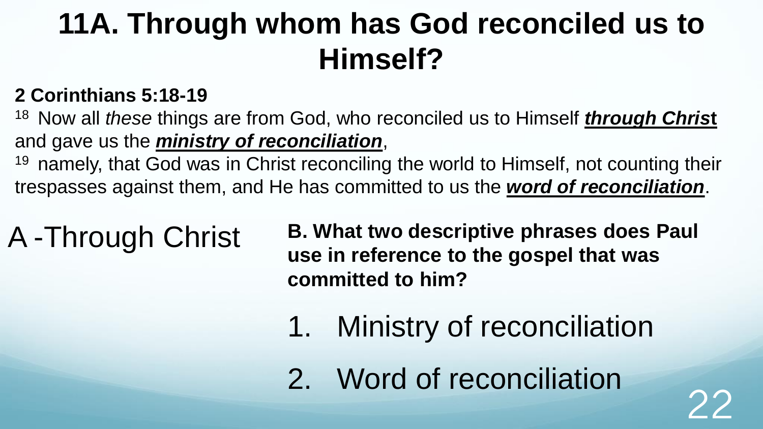# 11A. Through whom has God reconciled us to Himself?

**2 Corinthians 5:18-19**

[18] Now all *these* things are from God, who reconciled us to Himself ***through Christ*** and gave us the ***ministry of reconciliation***,

[19] namely, that God was in Christ reconciling the world to Himself, not counting their trespasses against them, and He has committed to us the ***word of reconciliation***.

A - Through Christ

**B. What two descriptive phrases does Paul use in reference to the gospel that was committed to him?**

1. Ministry of reconciliation
2. Word of reconciliation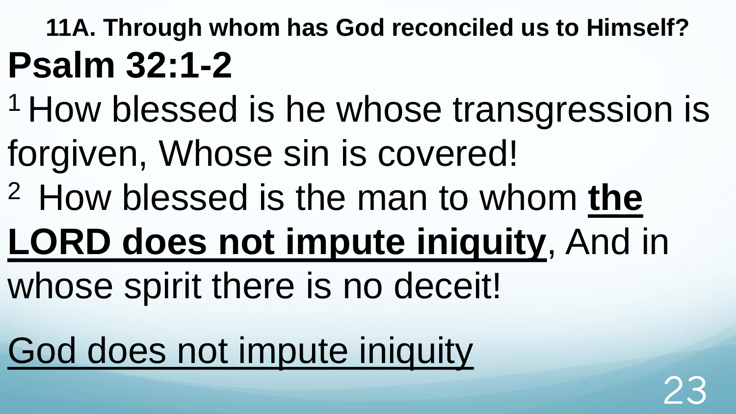**11A. Through whom has God reconciled us to Himself?**

# Psalm 32:1-2

[1] How blessed is he whose transgression is forgiven, Whose sin is covered!

[2] How blessed is the man to whom <u>**the LORD does not impute iniquity**</u>, And in whose spirit there is no deceit!

<u>God does not impute iniquity</u>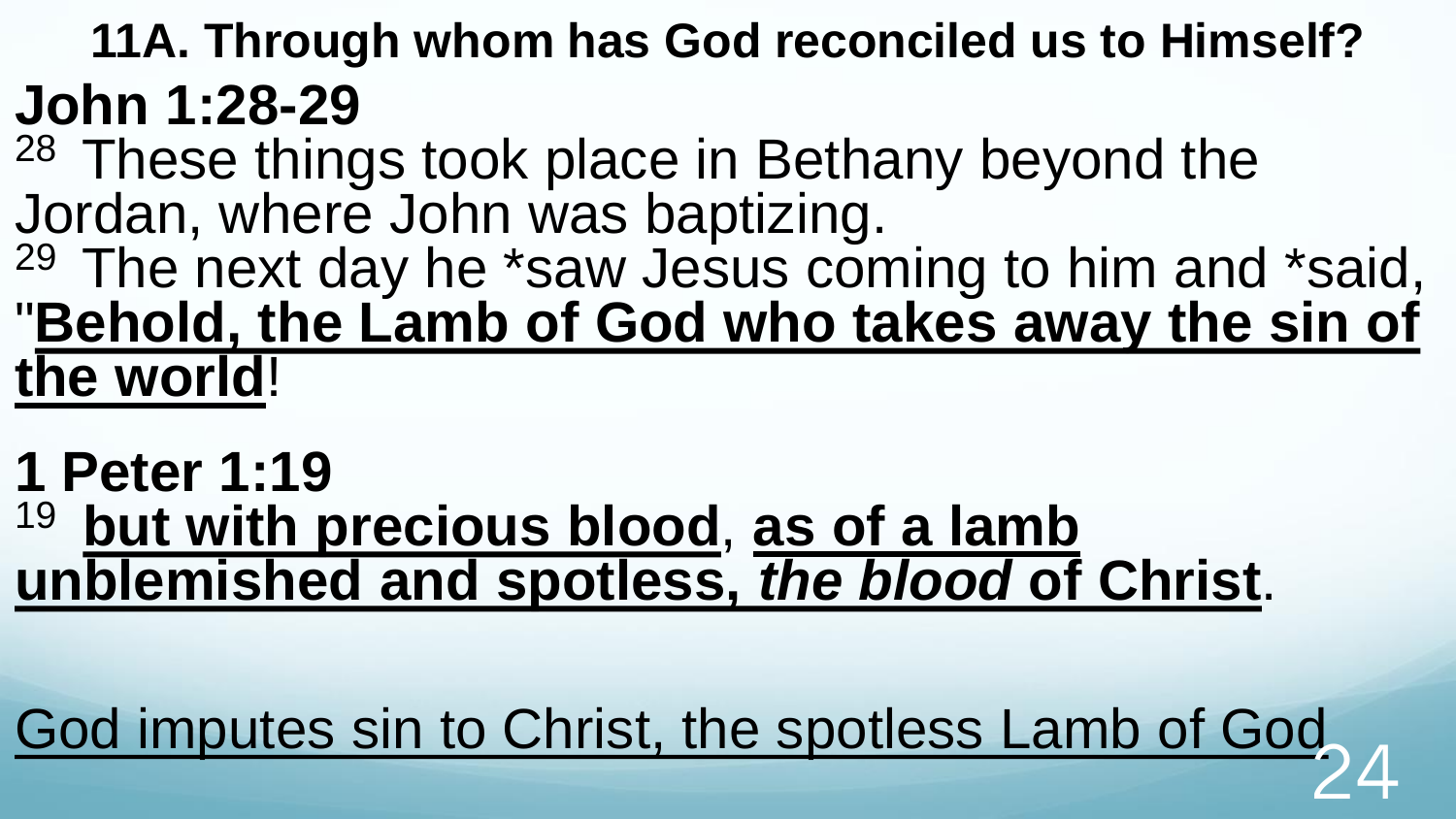## 11A. Through whom has God reconciled us to Himself?

**John 1:28-29**

[28] These things took place in Bethany beyond the Jordan, where John was baptizing.

[29] The next day he *saw Jesus coming to him and *said, "<u>**Behold, the Lamb of God who takes away the sin of the world**</u>!

**1 Peter 1:19**

[19] <u>**but with precious blood**</u>, <u>**as of a lamb unblemished and spotless, *the blood* of Christ**</u>.

<u>God imputes sin to Christ, the spotless Lamb of God</u>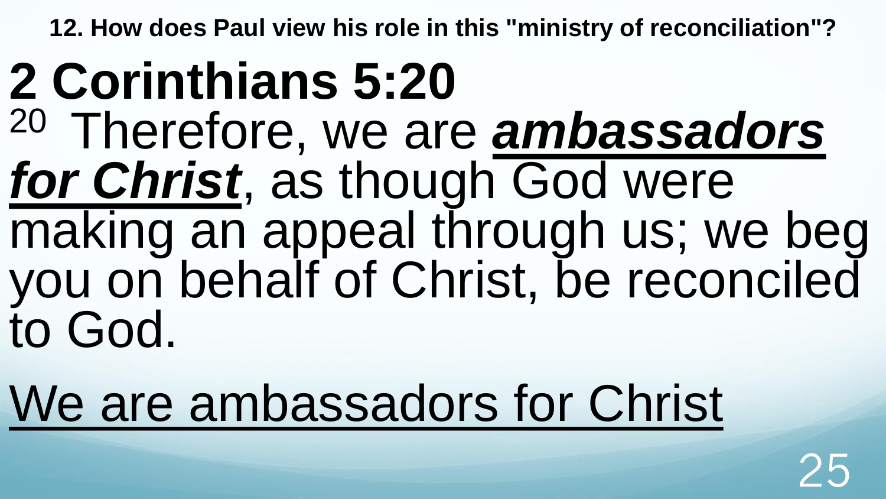**12. How does Paul view his role in this "ministry of reconciliation"?**

# 2 Corinthians 5:20

[20] Therefore, we are ***ambassadors for Christ***, as though God were making an appeal through us; we beg you on behalf of Christ, be reconciled to God.

We are ambassadors for Christ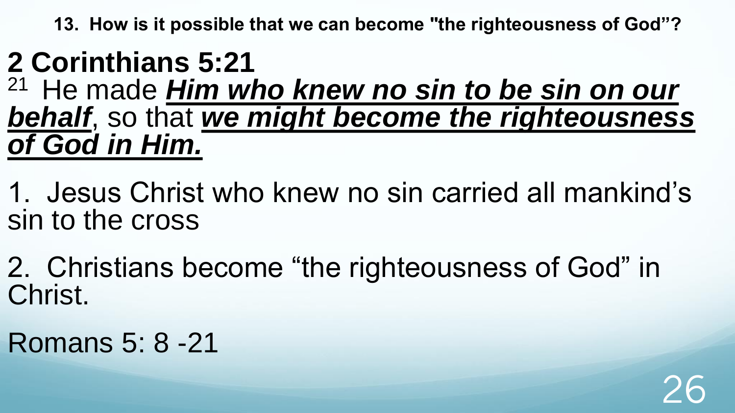**13. How is it possible that we can become "the righteousness of God"?**

## 2 Corinthians 5:21

[21] He made ***Him who knew no sin to be sin on our behalf***, so that ***we might become the righteousness of God in Him.***

1. Jesus Christ who knew no sin carried all mankind's sin to the cross

2. Christians become "the righteousness of God" in Christ.

Romans 5: 8 -21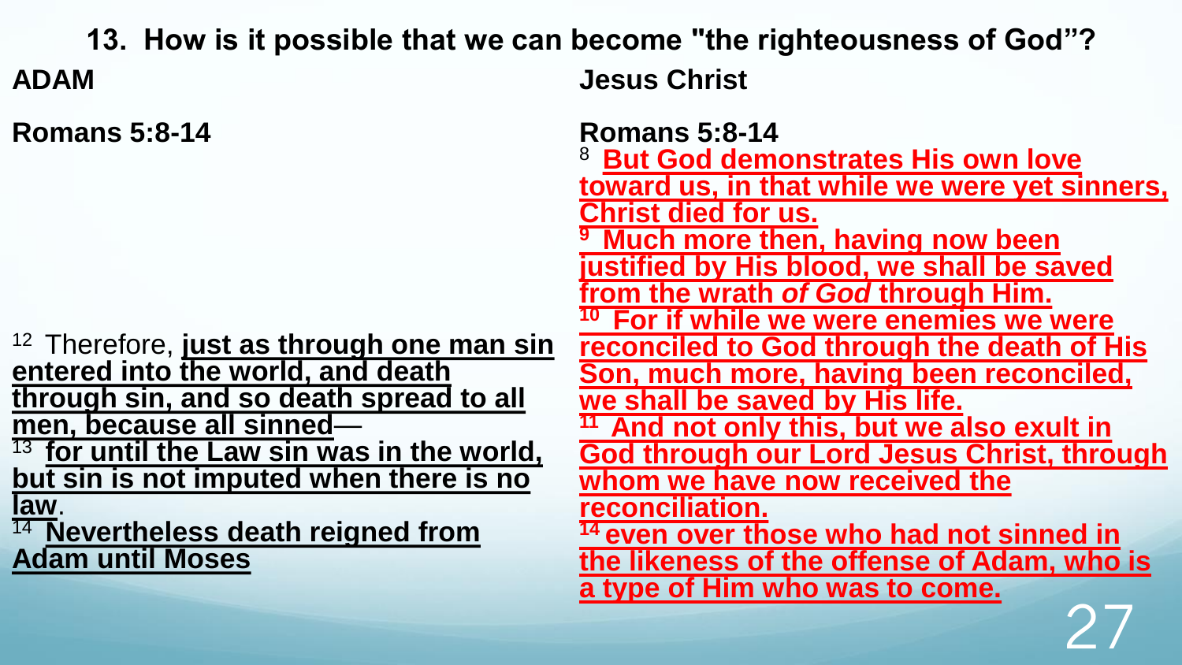## 13. How is it possible that we can become "the righteousness of God"?

**ADAM**

**Romans 5:8-14**

12 Therefore, **just as through one man sin entered into the world, and death through sin, and so death spread to all men, because all sinned**—
13 **for until the Law sin was in the world, but sin is not imputed when there is no law**.
14 **Nevertheless death reigned from Adam until Moses**

**Jesus Christ**

**Romans 5:8-14**

8 **But God demonstrates His own love toward us, in that while we were yet sinners, Christ died for us.**
9 **Much more then, having now been justified by His blood, we shall be saved from the wrath *of God* through Him.**
10 **For if while we were enemies we were reconciled to God through the death of His Son, much more, having been reconciled, we shall be saved by His life.**
11 **And not only this, but we also exult in God through our Lord Jesus Christ, through whom we have now received the reconciliation.**
14 **even over those who had not sinned in the likeness of the offense of Adam, who is a type of Him who was to come.**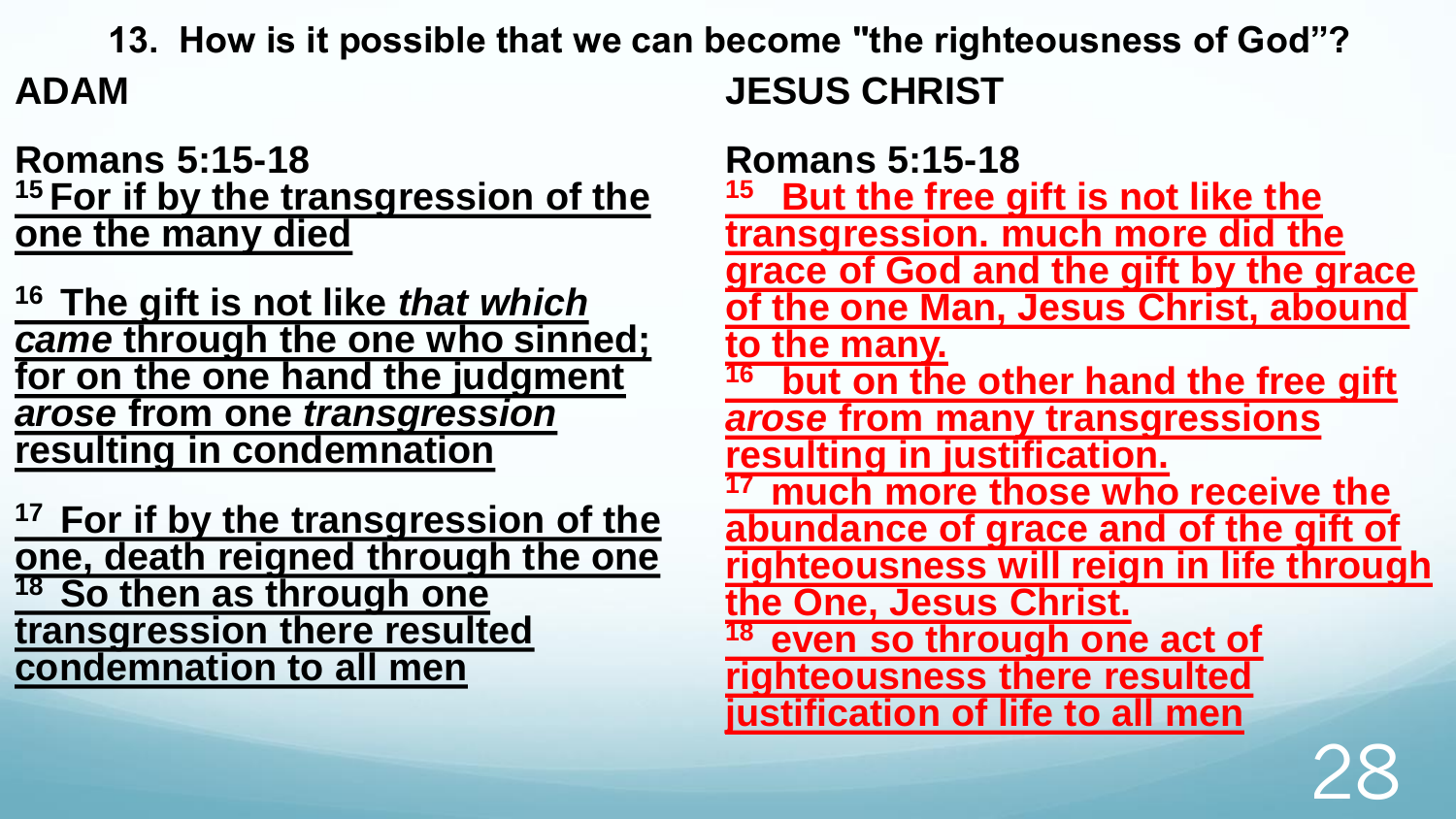## 13. How is it possible that we can become "the righteousness of God"?

### ADAM

**Romans 5:15-18**

[15] **For if by the transgression of the one the many died**

[16] **The gift is not like *that which came* through the one who sinned; for on the one hand the judgment *arose* from one *transgression* resulting in condemnation**

[17] **For if by the transgression of the one, death reigned through the one**
[18] **So then as through one transgression there resulted condemnation to all men**

### JESUS CHRIST

**Romans 5:15-18**

[15] **But the free gift is not like the transgression. much more did the grace of God and the gift by the grace of the one Man, Jesus Christ, abound to the many.**
[16] **but on the other hand the free gift *arose* from many transgressions resulting in justification.**
[17] **much more those who receive the abundance of grace and of the gift of righteousness will reign in life through the One, Jesus Christ.**
[18] **even so through one act of righteousness there resulted justification of life to all men**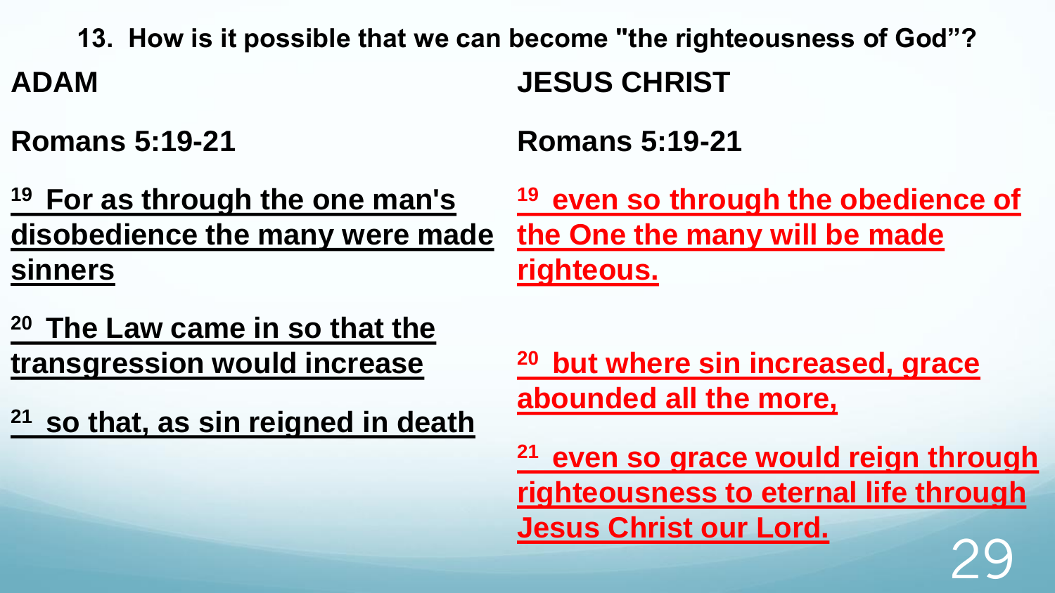## 13. How is it possible that we can become "the righteousness of God"?

**ADAM**

**Romans 5:19-21**

**[19] For as through the one man's disobedience the many were made sinners**

**[20] The Law came in so that the transgression would increase**

**[21] so that, as sin reigned in death**

**JESUS CHRIST**

**Romans 5:19-21**

**[19] even so through the obedience of the One the many will be made righteous.**

**[20] but where sin increased, grace abounded all the more,**

**[21] even so grace would reign through righteousness to eternal life through Jesus Christ our Lord.**